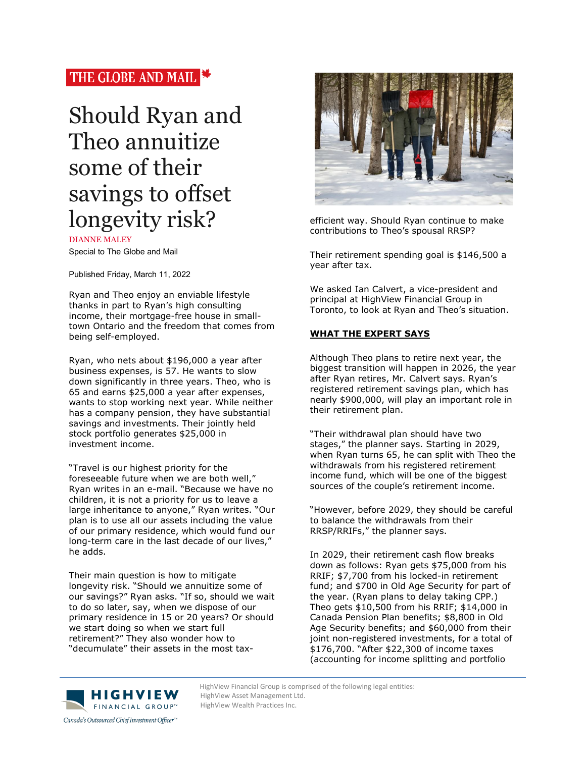THE GLOBE AND MAIL

# Should Ryan and Theo annuitize some of their savings to offset longevity risk?

DIANNE MALEY

Special to The Globe and Mail

Published Friday, March 11, 2022

Ryan and Theo enjoy an enviable lifestyle thanks in part to Ryan's high consulting income, their mortgage-free house in small-town Ontario and the freedom that comes from being self-employed.

Ryan, who nets about $196,000 a year after business expenses, is 57. He wants to slow down significantly in three years. Theo, who is 65 and earns $25,000 a year after expenses, wants to stop working next year. While neither has a company pension, they have substantial savings and investments. Their jointly held stock portfolio generates $25,000 in investment income.

"Travel is our highest priority for the foreseeable future when we are both well," Ryan writes in an e-mail. "Because we have no children, it is not a priority for us to leave a large inheritance to anyone," Ryan writes. "Our plan is to use all our assets including the value of our primary residence, which would fund our long-term care in the last decade of our lives," he adds.

Their main question is how to mitigate longevity risk. "Should we annuitize some of our savings?" Ryan asks. "If so, should we wait to do so later, say, when we dispose of our primary residence in 15 or 20 years? Or should we start doing so when we start full retirement?" They also wonder how to "decumulate" their assets in the most tax-efficient way. Should Ryan continue to make contributions to Theo's spousal RRSP?

Their retirement spending goal is $146,500 a year after tax.

We asked Ian Calvert, a vice-president and principal at HighView Financial Group in Toronto, to look at Ryan and Theo's situation.

**WHAT THE EXPERT SAYS**

Although Theo plans to retire next year, the biggest transition will happen in 2026, the year after Ryan retires, Mr. Calvert says. Ryan's registered retirement savings plan, which has nearly $900,000, will play an important role in their retirement plan.

"Their withdrawal plan should have two stages," the planner says. Starting in 2029, when Ryan turns 65, he can split with Theo the withdrawals from his registered retirement income fund, which will be one of the biggest sources of the couple's retirement income.

"However, before 2029, they should be careful to balance the withdrawals from their RRSP/RRIFs," the planner says.

In 2029, their retirement cash flow breaks down as follows: Ryan gets $75,000 from his RRIF; $7,700 from his locked-in retirement fund; and $700 in Old Age Security for part of the year. (Ryan plans to delay taking CPP.) Theo gets $10,500 from his RRIF; $14,000 in Canada Pension Plan benefits; $8,800 in Old Age Security benefits; and $60,000 from their joint non-registered investments, for a total of $176,700. "After $22,300 of income taxes (accounting for income splitting and portfolio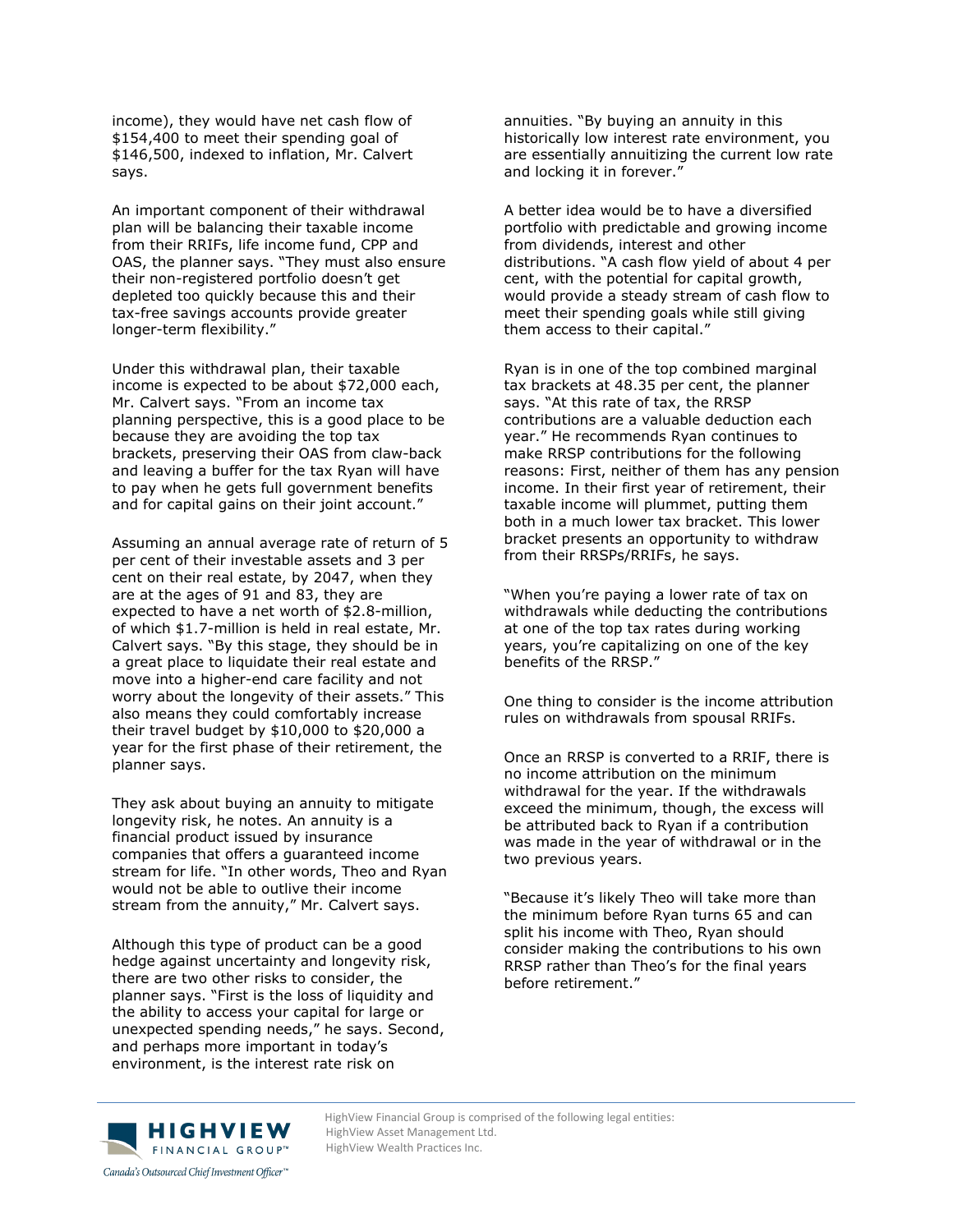income), they would have net cash flow of $154,400 to meet their spending goal of $146,500, indexed to inflation, Mr. Calvert says.

An important component of their withdrawal plan will be balancing their taxable income from their RRIFs, life income fund, CPP and OAS, the planner says. "They must also ensure their non-registered portfolio doesn't get depleted too quickly because this and their tax-free savings accounts provide greater longer-term flexibility."

Under this withdrawal plan, their taxable income is expected to be about $72,000 each, Mr. Calvert says. "From an income tax planning perspective, this is a good place to be because they are avoiding the top tax brackets, preserving their OAS from claw-back and leaving a buffer for the tax Ryan will have to pay when he gets full government benefits and for capital gains on their joint account."

Assuming an annual average rate of return of 5 per cent of their investable assets and 3 per cent on their real estate, by 2047, when they are at the ages of 91 and 83, they are expected to have a net worth of $2.8-million, of which $1.7-million is held in real estate, Mr. Calvert says. "By this stage, they should be in a great place to liquidate their real estate and move into a higher-end care facility and not worry about the longevity of their assets." This also means they could comfortably increase their travel budget by $10,000 to $20,000 a year for the first phase of their retirement, the planner says.

They ask about buying an annuity to mitigate longevity risk, he notes. An annuity is a financial product issued by insurance companies that offers a guaranteed income stream for life. "In other words, Theo and Ryan would not be able to outlive their income stream from the annuity," Mr. Calvert says.

Although this type of product can be a good hedge against uncertainty and longevity risk, there are two other risks to consider, the planner says. "First is the loss of liquidity and the ability to access your capital for large or unexpected spending needs," he says. Second, and perhaps more important in today's environment, is the interest rate risk on annuities. "By buying an annuity in this historically low interest rate environment, you are essentially annuitizing the current low rate and locking it in forever."

A better idea would be to have a diversified portfolio with predictable and growing income from dividends, interest and other distributions. "A cash flow yield of about 4 per cent, with the potential for capital growth, would provide a steady stream of cash flow to meet their spending goals while still giving them access to their capital."

Ryan is in one of the top combined marginal tax brackets at 48.35 per cent, the planner says. "At this rate of tax, the RRSP contributions are a valuable deduction each year." He recommends Ryan continues to make RRSP contributions for the following reasons: First, neither of them has any pension income. In their first year of retirement, their taxable income will plummet, putting them both in a much lower tax bracket. This lower bracket presents an opportunity to withdraw from their RRSPs/RRIFs, he says.

"When you're paying a lower rate of tax on withdrawals while deducting the contributions at one of the top tax rates during working years, you're capitalizing on one of the key benefits of the RRSP."

One thing to consider is the income attribution rules on withdrawals from spousal RRIFs.

Once an RRSP is converted to a RRIF, there is no income attribution on the minimum withdrawal for the year. If the withdrawals exceed the minimum, though, the excess will be attributed back to Ryan if a contribution was made in the year of withdrawal or in the two previous years.

"Because it's likely Theo will take more than the minimum before Ryan turns 65 and can split his income with Theo, Ryan should consider making the contributions to his own RRSP rather than Theo's for the final years before retirement."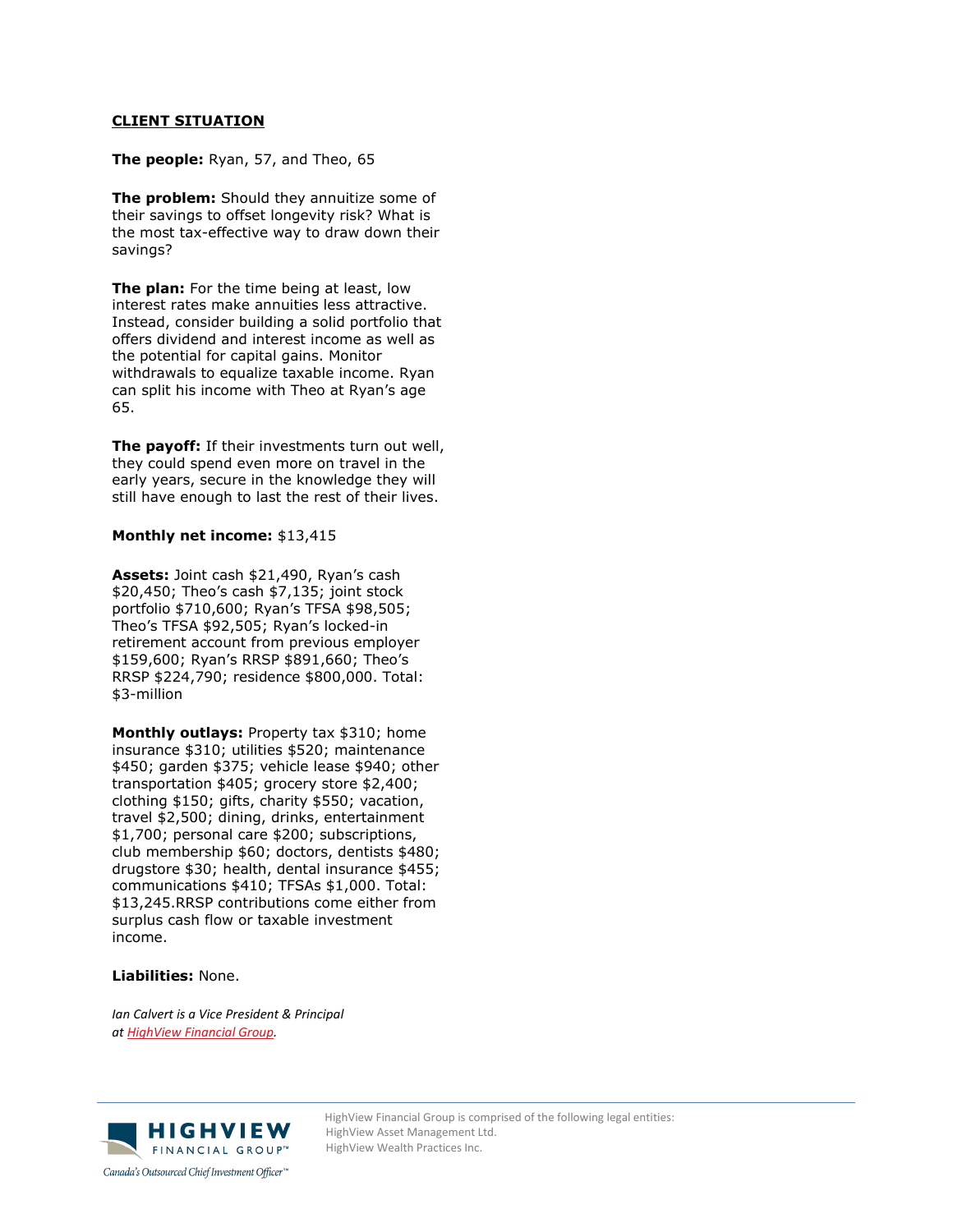**CLIENT SITUATION**

**The people:** Ryan, 57, and Theo, 65

**The problem:** Should they annuitize some of their savings to offset longevity risk? What is the most tax-effective way to draw down their savings?

**The plan:** For the time being at least, low interest rates make annuities less attractive. Instead, consider building a solid portfolio that offers dividend and interest income as well as the potential for capital gains. Monitor withdrawals to equalize taxable income. Ryan can split his income with Theo at Ryan's age 65.

**The payoff:** If their investments turn out well, they could spend even more on travel in the early years, secure in the knowledge they will still have enough to last the rest of their lives.

**Monthly net income:** $13,415

**Assets:** Joint cash $21,490, Ryan's cash $20,450; Theo's cash $7,135; joint stock portfolio $710,600; Ryan's TFSA $98,505; Theo's TFSA $92,505; Ryan's locked-in retirement account from previous employer $159,600; Ryan's RRSP $891,660; Theo's RRSP $224,790; residence $800,000. Total: $3-million

**Monthly outlays:** Property tax $310; home insurance $310; utilities $520; maintenance $450; garden $375; vehicle lease $940; other transportation $405; grocery store $2,400; clothing $150; gifts, charity $550; vacation, travel $2,500; dining, drinks, entertainment $1,700; personal care $200; subscriptions, club membership $60; doctors, dentists $480; drugstore $30; health, dental insurance $455; communications $410; TFSAs $1,000. Total: $13,245.RRSP contributions come either from surplus cash flow or taxable investment income.

**Liabilities:** None.

*Ian Calvert is a Vice President & Principal at HighView Financial Group.*

HighView Financial Group is comprised of the following legal entities:
HighView Asset Management Ltd.
HighView Wealth Practices Inc.

HIGHVIEW FINANCIAL GROUP™
*Canada's Outsourced Chief Investment Officer™*